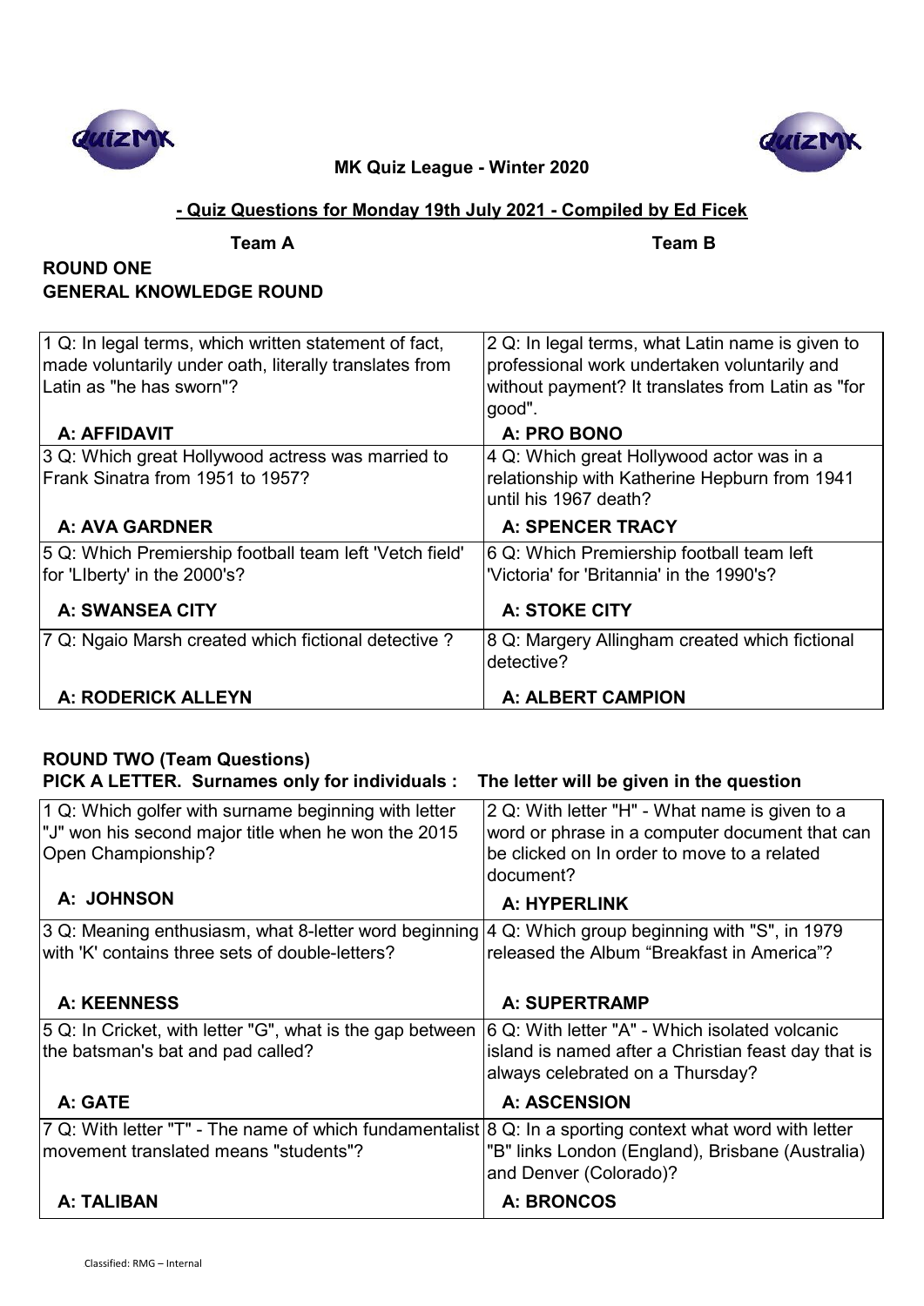**MK Quiz League - Winter 2020**

**- Quiz Questions for Monday 19th July 2021 - Compiled by Ed Ficek**

**Team A** **Team B**

## ROUND ONE
## GENERAL KNOWLEDGE ROUND

| Team A | Team B |
| --- | --- |
| 1 Q: In legal terms, which written statement of fact, made voluntarily under oath, literally translates from Latin as "he has sworn"? | 2 Q: In legal terms, what Latin name is given to professional work undertaken voluntarily and without payment? It translates from Latin as "for good". |
| **A: AFFIDAVIT** | **A: PRO BONO** |
| 3 Q: Which great Hollywood actress was married to Frank Sinatra from 1951 to 1957? | 4 Q: Which great Hollywood actor was in a relationship with Katherine Hepburn from 1941 until his 1967 death? |
| **A: AVA GARDNER** | **A: SPENCER TRACY** |
| 5 Q: Which Premiership football team left 'Vetch field' for 'LIberty' in the 2000's? | 6 Q: Which Premiership football team left 'Victoria' for 'Britannia' in the 1990's? |
| **A: SWANSEA CITY** | **A: STOKE CITY** |
| 7 Q: Ngaio Marsh created which fictional detective ? | 8 Q: Margery Allingham created which fictional detective? |
| **A: RODERICK ALLEYN** | **A: ALBERT CAMPION** |

## ROUND TWO (Team Questions)
**PICK A LETTER. Surnames only for individuals : The letter will be given in the question**

| Team A | Team B |
| --- | --- |
| 1 Q: Which golfer with surname beginning with letter "J" won his second major title when he won the 2015 Open Championship? | 2 Q: With letter "H" - What name is given to a word or phrase in a computer document that can be clicked on In order to move to a related document? |
| **A: JOHNSON** | **A: HYPERLINK** |
| 3 Q: Meaning enthusiasm, what 8-letter word beginning with 'K' contains three sets of double-letters? | 4 Q: Which group beginning with "S", in 1979 released the Album "Breakfast in America"? |
| **A: KEENNESS** | **A: SUPERTRAMP** |
| 5 Q: In Cricket, with letter "G", what is the gap between the batsman's bat and pad called? | 6 Q: With letter "A" - Which isolated volcanic island is named after a Christian feast day that is always celebrated on a Thursday? |
| **A: GATE** | **A: ASCENSION** |
| 7 Q: With letter "T" - The name of which fundamentalist movement translated means "students"? | 8 Q: In a sporting context what word with letter "B" links London (England), Brisbane (Australia) and Denver (Colorado)? |
| **A: TALIBAN** | **A: BRONCOS** |

Classified: RMG – Internal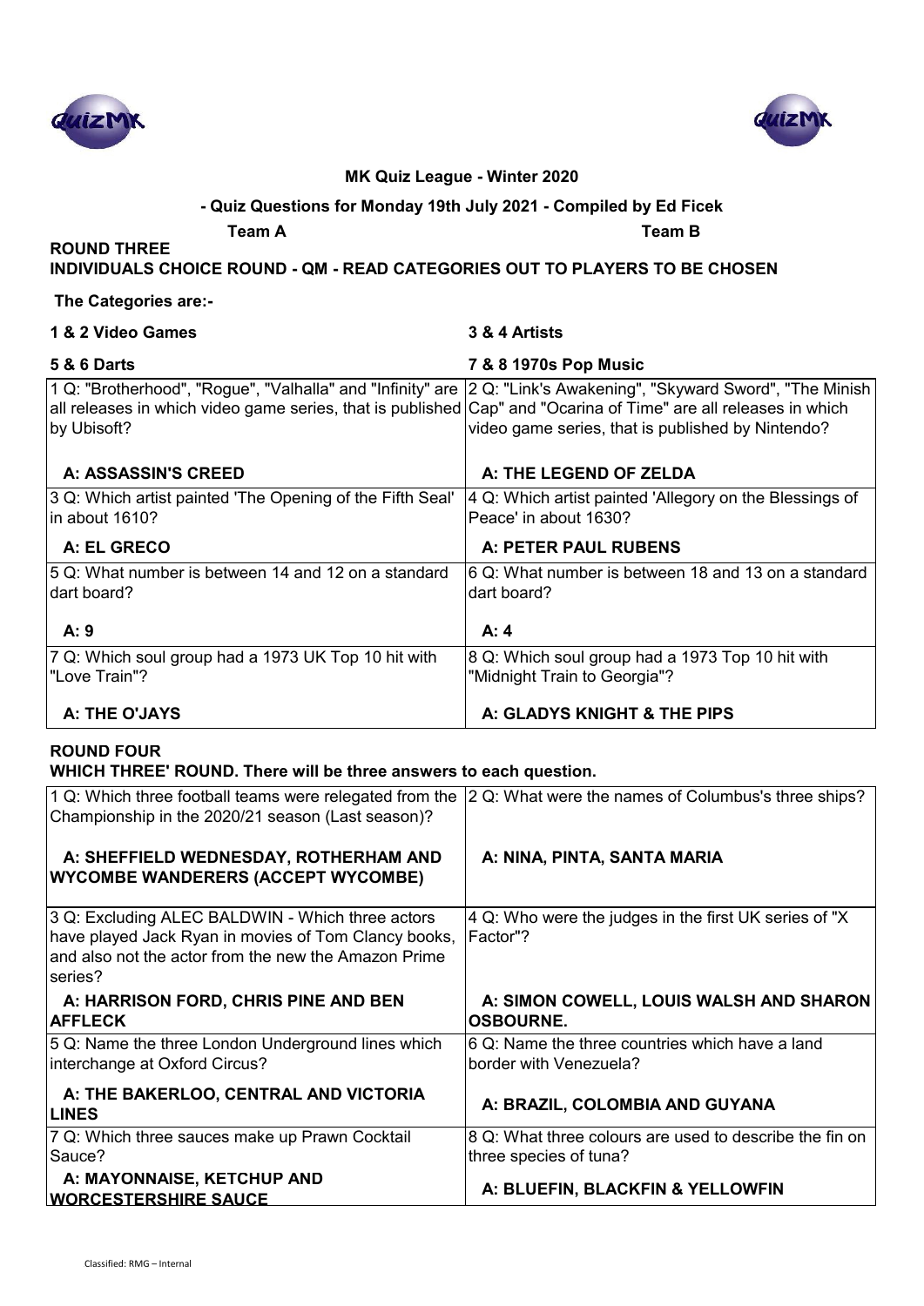**MK Quiz League - Winter 2020**

**- Quiz Questions for Monday 19th July 2021 - Compiled by Ed Ficek**

**Team A** **Team B**

## ROUND THREE

**INDIVIDUALS CHOICE ROUND - QM - READ CATEGORIES OUT TO PLAYERS TO BE CHOSEN**

**The Categories are:-**

| **1 & 2 Video Games** | **3 & 4 Artists** |
|---|---|
| **5 & 6 Darts** | **7 & 8 1970s Pop Music** |

| Team A | Team B |
|---|---|
| 1 Q: "Brotherhood", "Rogue", "Valhalla" and "Infinity" are all releases in which video game series, that is published by Ubisoft?<br><br>**A: ASSASSIN'S CREED** | 2 Q: "Link's Awakening", "Skyward Sword", "The Minish Cap" and "Ocarina of Time" are all releases in which video game series, that is published by Nintendo?<br><br>**A: THE LEGEND OF ZELDA** |
| 3 Q: Which artist painted 'The Opening of the Fifth Seal' in about 1610?<br><br>**A: EL GRECO** | 4 Q: Which artist painted 'Allegory on the Blessings of Peace' in about 1630?<br><br>**A: PETER PAUL RUBENS** |
| 5 Q: What number is between 14 and 12 on a standard dart board?<br><br>**A: 9** | 6 Q: What number is between 18 and 13 on a standard dart board?<br><br>**A: 4** |
| 7 Q: Which soul group had a 1973 UK Top 10 hit with "Love Train"?<br><br>**A: THE O'JAYS** | 8 Q: Which soul group had a 1973 Top 10 hit with "Midnight Train to Georgia"?<br><br>**A: GLADYS KNIGHT & THE PIPS** |

## ROUND FOUR

**WHICH THREE' ROUND. There will be three answers to each question.**

| Team A | Team B |
|---|---|
| 1 Q: Which three football teams were relegated from the Championship in the 2020/21 season (Last season)?<br><br>**A: SHEFFIELD WEDNESDAY, ROTHERHAM AND WYCOMBE WANDERERS (ACCEPT WYCOMBE)** | 2 Q: What were the names of Columbus's three ships?<br><br>**A: NINA, PINTA, SANTA MARIA** |
| 3 Q: Excluding ALEC BALDWIN - Which three actors have played Jack Ryan in movies of Tom Clancy books, and also not the actor from the new the Amazon Prime series?<br><br>**A: HARRISON FORD, CHRIS PINE AND BEN AFFLECK** | 4 Q: Who were the judges in the first UK series of "X Factor"?<br><br>**A: SIMON COWELL, LOUIS WALSH AND SHARON OSBOURNE.** |
| 5 Q: Name the three London Underground lines which interchange at Oxford Circus?<br><br>**A: THE BAKERLOO, CENTRAL AND VICTORIA LINES** | 6 Q: Name the three countries which have a land border with Venezuela?<br><br>**A: BRAZIL, COLOMBIA AND GUYANA** |
| 7 Q: Which three sauces make up Prawn Cocktail Sauce?<br><br>**A: MAYONNAISE, KETCHUP AND WORCESTERSHIRE SAUCE** | 8 Q: What three colours are used to describe the fin on three species of tuna?<br><br>**A: BLUEFIN, BLACKFIN & YELLOWFIN** |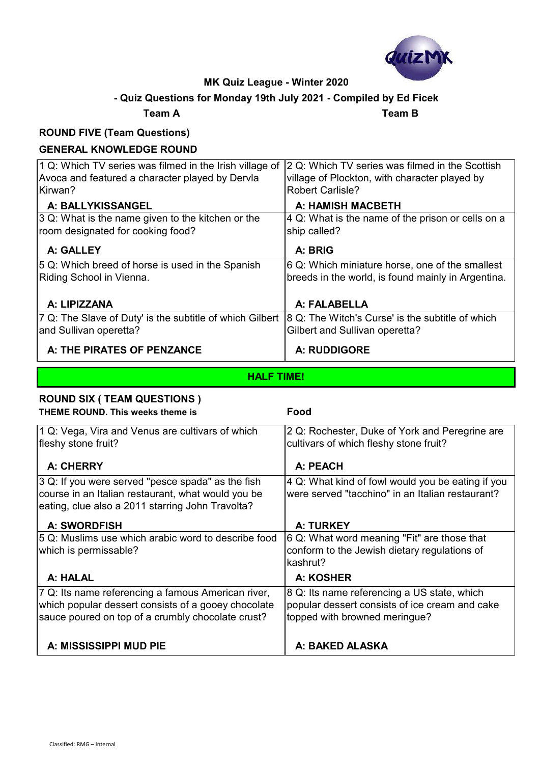**MK Quiz League - Winter 2020**

**- Quiz Questions for Monday 19th July 2021 - Compiled by Ed Ficek**

**Team A** | **Team B**

## ROUND FIVE (Team Questions)

### GENERAL KNOWLEDGE ROUND

| Team A | Team B |
|---|---|
| 1 Q: Which TV series was filmed in the Irish village of Avoca and featured a character played by Dervla Kirwan? | 2 Q: Which TV series was filmed in the Scottish village of Plockton, with character played by Robert Carlisle? |
| **A: BALLYKISSANGEL** | **A: HAMISH MACBETH** |
| 3 Q: What is the name given to the kitchen or the room designated for cooking food? | 4 Q: What is the name of the prison or cells on a ship called? |
| **A: GALLEY** | **A: BRIG** |
| 5 Q: Which breed of horse is used in the Spanish Riding School in Vienna. | 6 Q: Which miniature horse, one of the smallest breeds in the world, is found mainly in Argentina. |
| **A: LIPIZZANA** | **A: FALABELLA** |
| 7 Q: The Slave of Duty' is the subtitle of which Gilbert and Sullivan operetta? | 8 Q: The Witch's Curse' is the subtitle of which Gilbert and Sullivan operetta? |
| **A: THE PIRATES OF PENZANCE** | **A: RUDDIGORE** |

**HALF TIME!**

## ROUND SIX ( TEAM QUESTIONS )

**THEME ROUND. This weeks theme is** **Food**

| Team A | Team B |
|---|---|
| 1 Q: Vega, Vira and Venus are cultivars of which fleshy stone fruit? | 2 Q: Rochester, Duke of York and Peregrine are cultivars of which fleshy stone fruit? |
| **A: CHERRY** | **A: PEACH** |
| 3 Q: If you were served "pesce spada" as the fish course in an Italian restaurant, what would you be eating, clue also a 2011 starring John Travolta? | 4 Q: What kind of fowl would you be eating if you were served "tacchino" in an Italian restaurant? |
| **A: SWORDFISH** | **A: TURKEY** |
| 5 Q: Muslims use which arabic word to describe food which is permissable? | 6 Q: What word meaning "Fit" are those that conform to the Jewish dietary regulations of kashrut? |
| **A: HALAL** | **A: KOSHER** |
| 7 Q: Its name referencing a famous American river, which popular dessert consists of a gooey chocolate sauce poured on top of a crumbly chocolate crust? | 8 Q: Its name referencing a US state, which popular dessert consists of ice cream and cake topped with browned meringue? |
| **A: MISSISSIPPI MUD PIE** | **A: BAKED ALASKA** |

Classified: RMG – Internal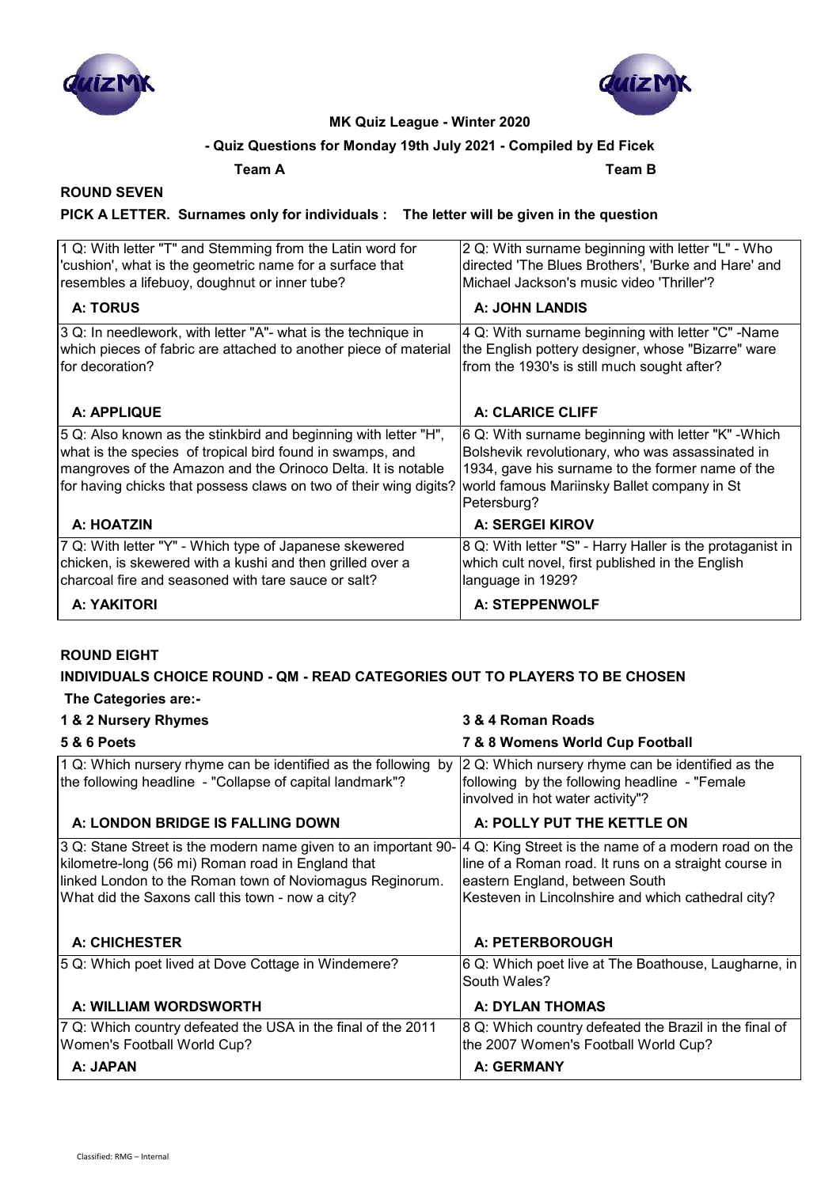**MK Quiz League - Winter 2020**

**- Quiz Questions for Monday 19th July 2021 - Compiled by Ed Ficek**

**Team A** **Team B**

## ROUND SEVEN

**PICK A LETTER. Surnames only for individuals : The letter will be given in the question**

| Team A | Team B |
|---|---|
| 1 Q: With letter "T" and Stemming from the Latin word for 'cushion', what is the geometric name for a surface that resembles a lifebuoy, doughnut or inner tube? | 2 Q: With surname beginning with letter "L" - Who directed 'The Blues Brothers', 'Burke and Hare' and Michael Jackson's music video 'Thriller'? |
| **A: TORUS** | **A: JOHN LANDIS** |
| 3 Q: In needlework, with letter "A"- what is the technique in which pieces of fabric are attached to another piece of material for decoration? | 4 Q: With surname beginning with letter "C" -Name the English pottery designer, whose "Bizarre" ware from the 1930's is still much sought after? |
| **A: APPLIQUE** | **A: CLARICE CLIFF** |
| 5 Q: Also known as the stinkbird and beginning with letter "H", what is the species of tropical bird found in swamps, and mangroves of the Amazon and the Orinoco Delta. It is notable for having chicks that possess claws on two of their wing digits? | 6 Q: With surname beginning with letter "K" -Which Bolshevik revolutionary, who was assassinated in 1934, gave his surname to the former name of the world famous Mariinsky Ballet company in St Petersburg? |
| **A: HOATZIN** | **A: SERGEI KIROV** |
| 7 Q: With letter "Y" - Which type of Japanese skewered chicken, is skewered with a kushi and then grilled over a charcoal fire and seasoned with tare sauce or salt? | 8 Q: With letter "S" - Harry Haller is the protaganist in which cult novel, first published in the English language in 1929? |
| **A: YAKITORI** | **A: STEPPENWOLF** |

## ROUND EIGHT

**INDIVIDUALS CHOICE ROUND - QM - READ CATEGORIES OUT TO PLAYERS TO BE CHOSEN**

**The Categories are:-**

**1 & 2 Nursery Rhymes**

**3 & 4 Roman Roads**

**5 & 6 Poets**

**7 & 8 Womens World Cup Football**

| Team A | Team B |
|---|---|
| 1 Q: Which nursery rhyme can be identified as the following by the following headline - "Collapse of capital landmark"? | 2 Q: Which nursery rhyme can be identified as the following by the following headline - "Female involved in hot water activity"? |
| **A: LONDON BRIDGE IS FALLING DOWN** | **A: POLLY PUT THE KETTLE ON** |
| 3 Q: Stane Street is the modern name given to an important 90-kilometre-long (56 mi) Roman road in England that linked London to the Roman town of Noviomagus Reginorum. What did the Saxons call this town - now a city? | 4 Q: King Street is the name of a modern road on the line of a Roman road. It runs on a straight course in eastern England, between South Kesteven in Lincolnshire and which cathedral city? |
| **A: CHICHESTER** | **A: PETERBOROUGH** |
| 5 Q: Which poet lived at Dove Cottage in Windemere? | 6 Q: Which poet live at The Boathouse, Laugharne, in South Wales? |
| **A: WILLIAM WORDSWORTH** | **A: DYLAN THOMAS** |
| 7 Q: Which country defeated the USA in the final of the 2011 Women's Football World Cup? | 8 Q: Which country defeated the Brazil in the final of the 2007 Women's Football World Cup? |
| **A: JAPAN** | **A: GERMANY** |

Classified: RMG – Internal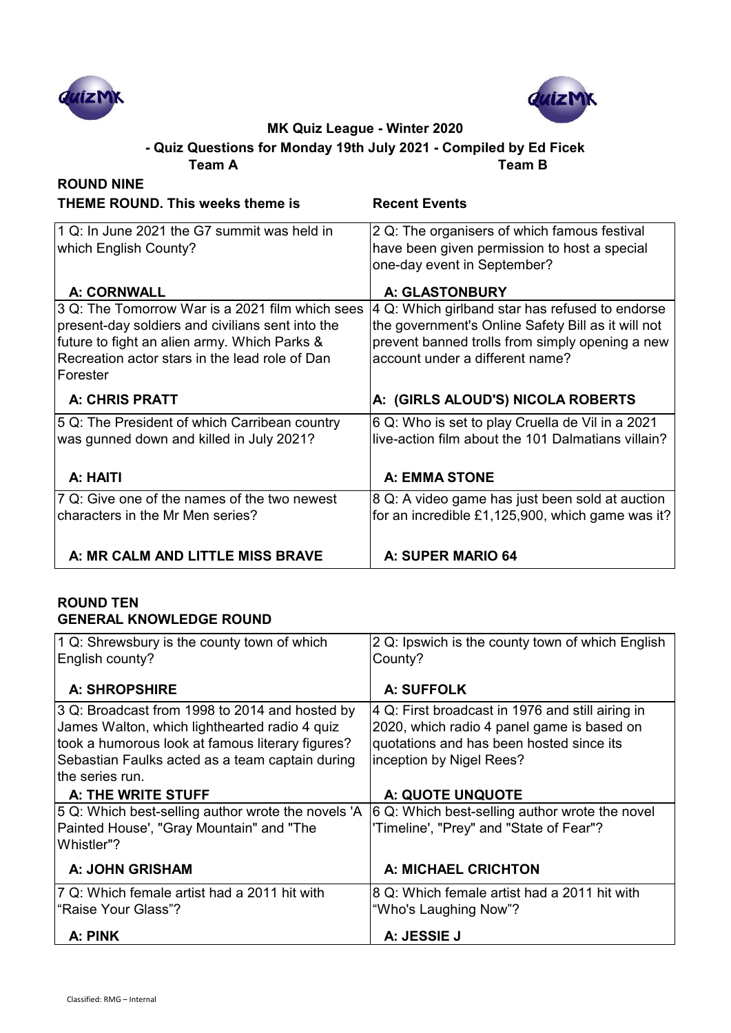**MK Quiz League - Winter 2020**

**- Quiz Questions for Monday 19th July 2021 - Compiled by Ed Ficek**

**Team A** **Team B**

## ROUND NINE

**THEME ROUND. This weeks theme is** **Recent Events**

| Team A | Team B |
|---|---|
| 1 Q: In June 2021 the G7 summit was held in which English County?<br><br>**A: CORNWALL** | 2 Q: The organisers of which famous festival have been given permission to host a special one-day event in September?<br><br>**A: GLASTONBURY** |
| 3 Q: The Tomorrow War is a 2021 film which sees present-day soldiers and civilians sent into the future to fight an alien army. Which Parks & Recreation actor stars in the lead role of Dan Forester<br><br>**A: CHRIS PRATT** | 4 Q: Which girlband star has refused to endorse the government's Online Safety Bill as it will not prevent banned trolls from simply opening a new account under a different name?<br><br>**A: (GIRLS ALOUD'S) NICOLA ROBERTS** |
| 5 Q: The President of which Carribean country was gunned down and killed in July 2021?<br><br>**A: HAITI** | 6 Q: Who is set to play Cruella de Vil in a 2021 live-action film about the 101 Dalmatians villain?<br><br>**A: EMMA STONE** |
| 7 Q: Give one of the names of the two newest characters in the Mr Men series?<br><br>**A: MR CALM AND LITTLE MISS BRAVE** | 8 Q: A video game has just been sold at auction for an incredible £1,125,900, which game was it?<br><br>**A: SUPER MARIO 64** |

## ROUND TEN

**GENERAL KNOWLEDGE ROUND**

| Team A | Team B |
|---|---|
| 1 Q: Shrewsbury is the county town of which English county?<br><br>**A: SHROPSHIRE** | 2 Q: Ipswich is the county town of which English County?<br><br>**A: SUFFOLK** |
| 3 Q: Broadcast from 1998 to 2014 and hosted by James Walton, which lighthearted radio 4 quiz took a humorous look at famous literary figures? Sebastian Faulks acted as a team captain during the series run.<br>**A: THE WRITE STUFF** | 4 Q: First broadcast in 1976 and still airing in 2020, which radio 4 panel game is based on quotations and has been hosted since its inception by Nigel Rees?<br><br>**A: QUOTE UNQUOTE** |
| 5 Q: Which best-selling author wrote the novels 'A Painted House', "Gray Mountain" and "The Whistler"?<br><br>**A: JOHN GRISHAM** | 6 Q: Which best-selling author wrote the novel 'Timeline', "Prey" and "State of Fear"?<br><br>**A: MICHAEL CRICHTON** |
| 7 Q: Which female artist had a 2011 hit with "Raise Your Glass"?<br><br>**A: PINK** | 8 Q: Which female artist had a 2011 hit with "Who's Laughing Now"?<br><br>**A: JESSIE J** |

Classified: RMG – Internal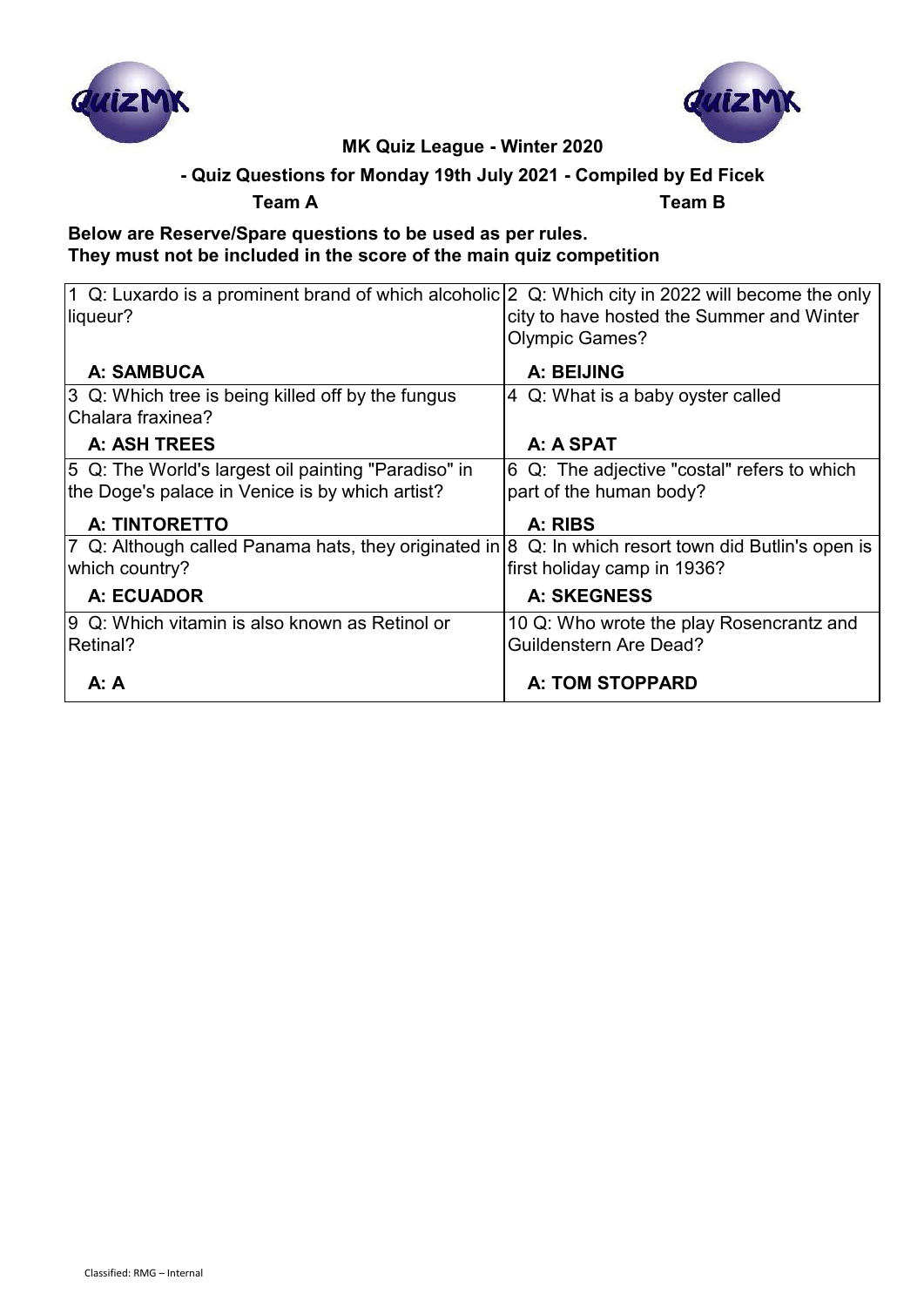**MK Quiz League - Winter 2020**

**- Quiz Questions for Monday 19th July 2021 - Compiled by Ed Ficek**

**Team A** **Team B**

**Below are Reserve/Spare questions to be used as per rules.**
**They must not be included in the score of the main quiz competition**

| | |
|---|---|
| 1 Q: Luxardo is a prominent brand of which alcoholic liqueur?<br>**A: SAMBUCA** | 2 Q: Which city in 2022 will become the only city to have hosted the Summer and Winter Olympic Games?<br>**A: BEIJING** |
| 3 Q: Which tree is being killed off by the fungus Chalara fraxinea?<br>**A: ASH TREES** | 4 Q: What is a baby oyster called<br>**A: A SPAT** |
| 5 Q: The World's largest oil painting "Paradiso" in the Doge's palace in Venice is by which artist?<br>**A: TINTORETTO** | 6 Q: The adjective "costal" refers to which part of the human body?<br>**A: RIBS** |
| 7 Q: Although called Panama hats, they originated in which country?<br>**A: ECUADOR** | 8 Q: In which resort town did Butlin's open is first holiday camp in 1936?<br>**A: SKEGNESS** |
| 9 Q: Which vitamin is also known as Retinol or Retinal?<br>**A: A** | 10 Q: Who wrote the play Rosencrantz and Guildenstern Are Dead?<br>**A: TOM STOPPARD** |